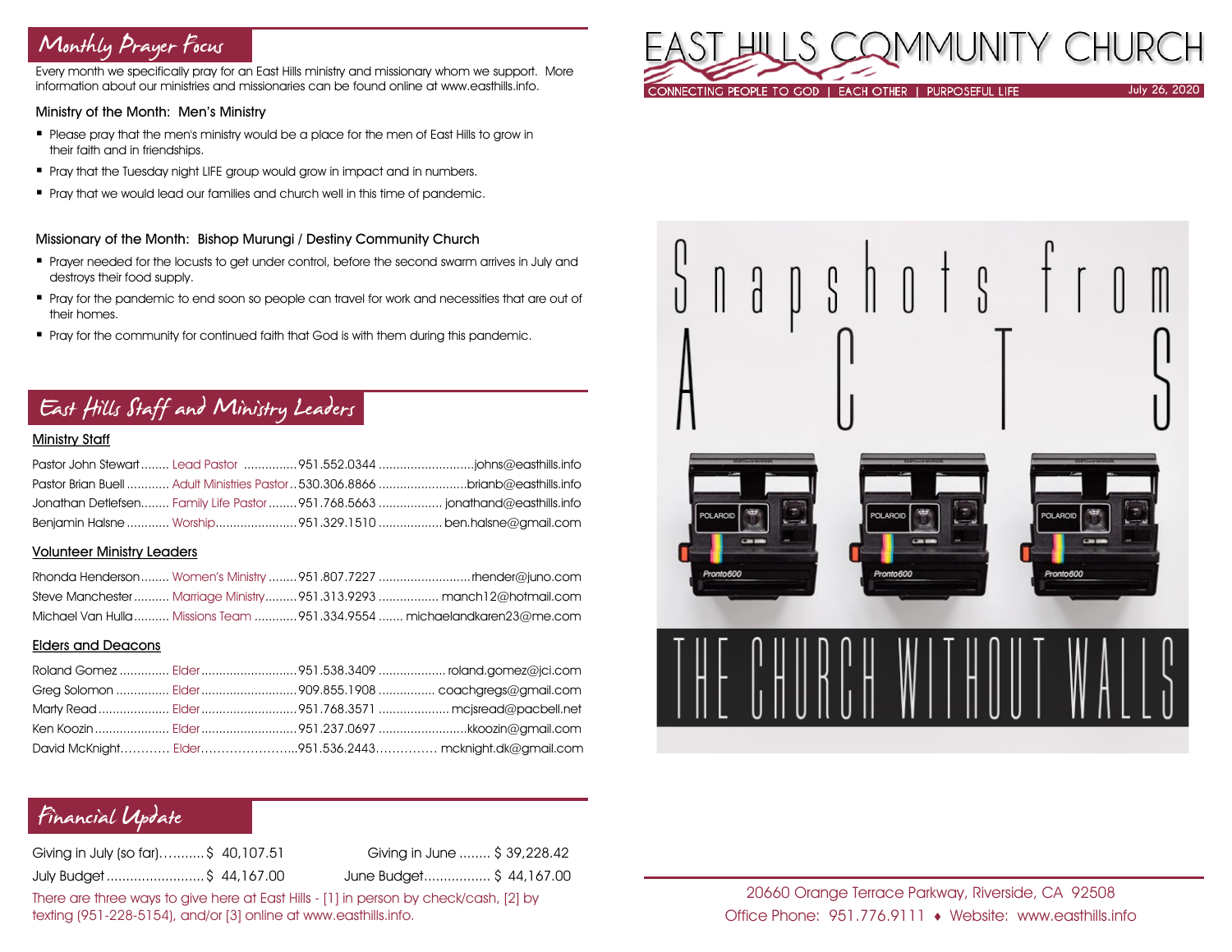# EAST HILLS COMMUNITY CHURCH

CONNECTING PEOPLE TO GOD | EACH OTHER | PURPOSEFUL LIFE

July 26, 2020

## Monthly Prayer Focus

Every month we specifically pray for an East Hills ministry and missionary whom we support. More information about our ministries and missionaries can be found online at www.easthills.info.

### Ministry of the Month: Men's Ministry

- Please pray that the men's ministry would be a place for the men of East Hills to grow in their faith and in friendships.
- Pray that the Tuesday night LIFE group would grow in impact and in numbers.
- Pray that we would lead our families and church well in this time of pandemic.

### Missionary of the Month: Bishop Murungi / Destiny Community Church

- Prayer needed for the locusts to get under control, before the second swarm arrives in July and destroys their food supply.
- Pray for the pandemic to end soon so people can travel for work and necessities that are out of their homes.
- Pray for the community for continued faith that God is with them during this pandemic.

## East Hills Staff and Ministry Leaders

### Ministry Staff

| Name | Role | Phone | Email |
|---|---|---|---|
| Pastor John Stewart | Lead Pastor | 951.552.0344 | johns@easthills.info |
| Pastor Brian Buell | Adult Ministries Pastor | 530.306.8866 | brianb@easthills.info |
| Jonathan Detlefsen | Family Life Pastor | 951.768.5663 | jonathand@easthills.info |
| Benjamin Halsne | Worship | 951.329.1510 | ben.halsne@gmail.com |

### Volunteer Ministry Leaders

| Name | Role | Phone | Email |
|---|---|---|---|
| Rhonda Henderson | Women's Ministry | 951.807.7227 | rhender@juno.com |
| Steve Manchester | Marriage Ministry | 951.313.9293 | manch12@hotmail.com |
| Michael Van Hulla | Missions Team | 951.334.9554 | michaelandkaren23@me.com |

### Elders and Deacons

| Name | Role | Phone | Email |
|---|---|---|---|
| Roland Gomez | Elder | 951.538.3409 | roland.gomez@jci.com |
| Greg Solomon | Elder | 909.855.1908 | coachgregs@gmail.com |
| Marty Read | Elder | 951.768.3571 | mcjsread@pacbell.net |
| Ken Koozin | Elder | 951.237.0697 | kkoozin@gmail.com |
| David McKnight | Elder | 951.536.2443 | mcknight.dk@gmail.com |

## Financial Update

| | | | |
|---|---|---|---|
| Giving in July (so far) | $ 40,107.51 | Giving in June | $ 39,228.42 |
| July Budget | $ 44,167.00 | June Budget | $ 44,167.00 |

There are three ways to give here at East Hills - [1] in person by check/cash, [2] by texting (951-228-5154), and/or [3] online at www.easthills.info.

# Snapshots from ACTS

## THE CHURCH WITHOUT WALLS

20660 Orange Terrace Parkway, Riverside, CA 92508
Office Phone: 951.776.9111 ♦ Website: www.easthills.info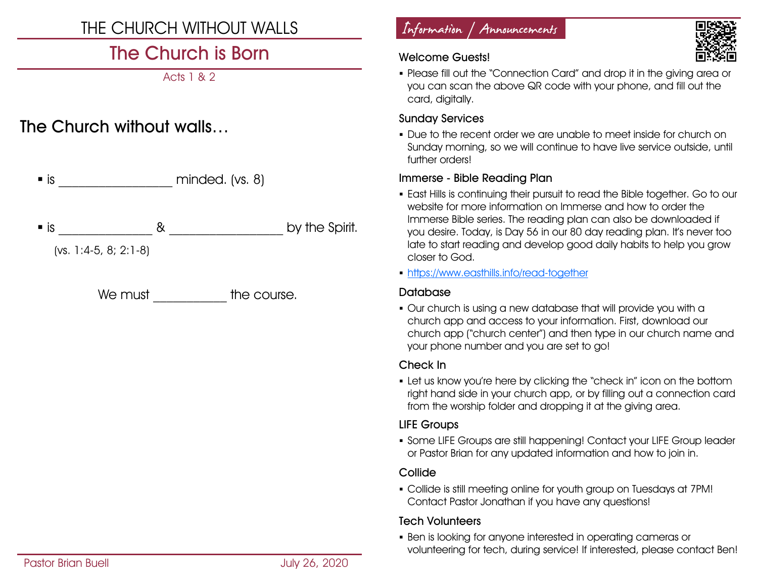# THE CHURCH WITHOUT WALLS

## The Church is Born

Acts 1 & 2

### The Church without walls…

- is _________________ minded. (vs. 8)

- is ______________ & _________________ by the Spirit.

 (vs. 1:4-5, 8; 2:1-8)

We must ___________ the course.

Pastor Brian Buell July 26, 2020

## Information / Announcements

### Welcome Guests!

- Please fill out the "Connection Card" and drop it in the giving area or you can scan the above QR code with your phone, and fill out the card, digitally.

### Sunday Services

- Due to the recent order we are unable to meet inside for church on Sunday morning, so we will continue to have live service outside, until further orders!

### Immerse - Bible Reading Plan

- East Hills is continuing their pursuit to read the Bible together. Go to our website for more information on Immerse and how to order the Immerse Bible series. The reading plan can also be downloaded if you desire. Today, is Day 56 in our 80 day reading plan. It's never too late to start reading and develop good daily habits to help you grow closer to God.
- https://www.easthills.info/read-together

### Database

- Our church is using a new database that will provide you with a church app and access to your information. First, download our church app ("church center") and then type in our church name and your phone number and you are set to go!

### Check In

- Let us know you're here by clicking the "check in" icon on the bottom right hand side in your church app, or by filling out a connection card from the worship folder and dropping it at the giving area.

### LIFE Groups

- Some LIFE Groups are still happening! Contact your LIFE Group leader or Pastor Brian for any updated information and how to join in.

### Collide

- Collide is still meeting online for youth group on Tuesdays at 7PM! Contact Pastor Jonathan if you have any questions!

### Tech Volunteers

- Ben is looking for anyone interested in operating cameras or volunteering for tech, during service! If interested, please contact Ben!